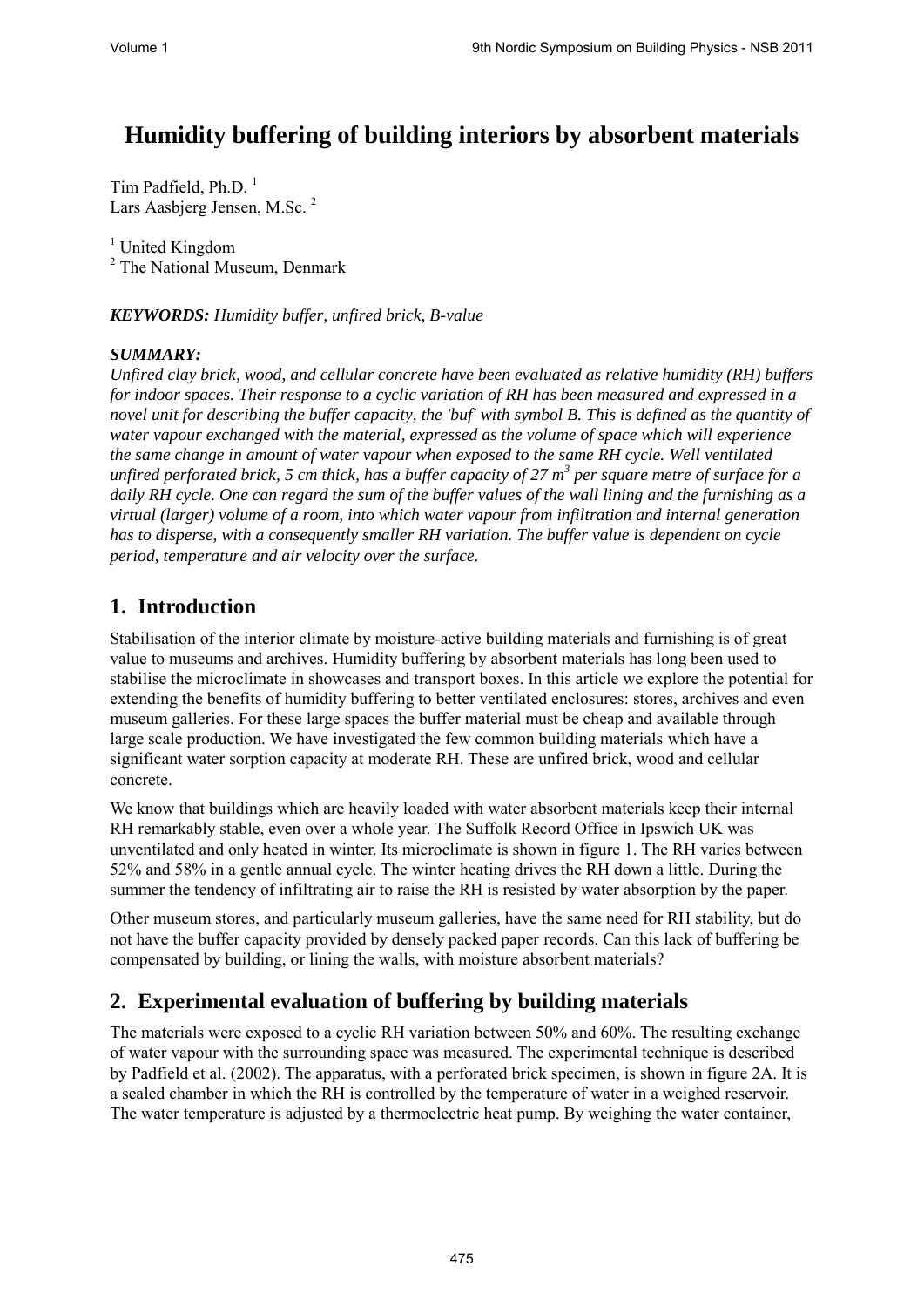# Humidity buffering of building interiors by absorbent materials

Tim Padfield, Ph.D. [1]
Lars Aasbjerg Jensen, M.Sc. [2]

[1] United Kingdom
[2] The National Museum, Denmark

***KEYWORDS:*** *Humidity buffer, unfired brick, B-value*

***SUMMARY:***
*Unfired clay brick, wood, and cellular concrete have been evaluated as relative humidity (RH) buffers for indoor spaces. Their response to a cyclic variation of RH has been measured and expressed in a novel unit for describing the buffer capacity, the 'buf' with symbol B. This is defined as the quantity of water vapour exchanged with the material, expressed as the volume of space which will experience the same change in amount of water vapour when exposed to the same RH cycle. Well ventilated unfired perforated brick, 5 cm thick, has a buffer capacity of 27 $m^3$ per square metre of surface for a daily RH cycle. One can regard the sum of the buffer values of the wall lining and the furnishing as a virtual (larger) volume of a room, into which water vapour from infiltration and internal generation has to disperse, with a consequently smaller RH variation. The buffer value is dependent on cycle period, temperature and air velocity over the surface.*

## 1. Introduction

Stabilisation of the interior climate by moisture-active building materials and furnishing is of great value to museums and archives. Humidity buffering by absorbent materials has long been used to stabilise the microclimate in showcases and transport boxes. In this article we explore the potential for extending the benefits of humidity buffering to better ventilated enclosures: stores, archives and even museum galleries. For these large spaces the buffer material must be cheap and available through large scale production. We have investigated the few common building materials which have a significant water sorption capacity at moderate RH. These are unfired brick, wood and cellular concrete.

We know that buildings which are heavily loaded with water absorbent materials keep their internal RH remarkably stable, even over a whole year. The Suffolk Record Office in Ipswich UK was unventilated and only heated in winter. Its microclimate is shown in figure 1. The RH varies between 52% and 58% in a gentle annual cycle. The winter heating drives the RH down a little. During the summer the tendency of infiltrating air to raise the RH is resisted by water absorption by the paper.

Other museum stores, and particularly museum galleries, have the same need for RH stability, but do not have the buffer capacity provided by densely packed paper records. Can this lack of buffering be compensated by building, or lining the walls, with moisture absorbent materials?

## 2. Experimental evaluation of buffering by building materials

The materials were exposed to a cyclic RH variation between 50% and 60%. The resulting exchange of water vapour with the surrounding space was measured. The experimental technique is described by Padfield et al. (2002). The apparatus, with a perforated brick specimen, is shown in figure 2A. It is a sealed chamber in which the RH is controlled by the temperature of water in a weighed reservoir. The water temperature is adjusted by a thermoelectric heat pump. By weighing the water container,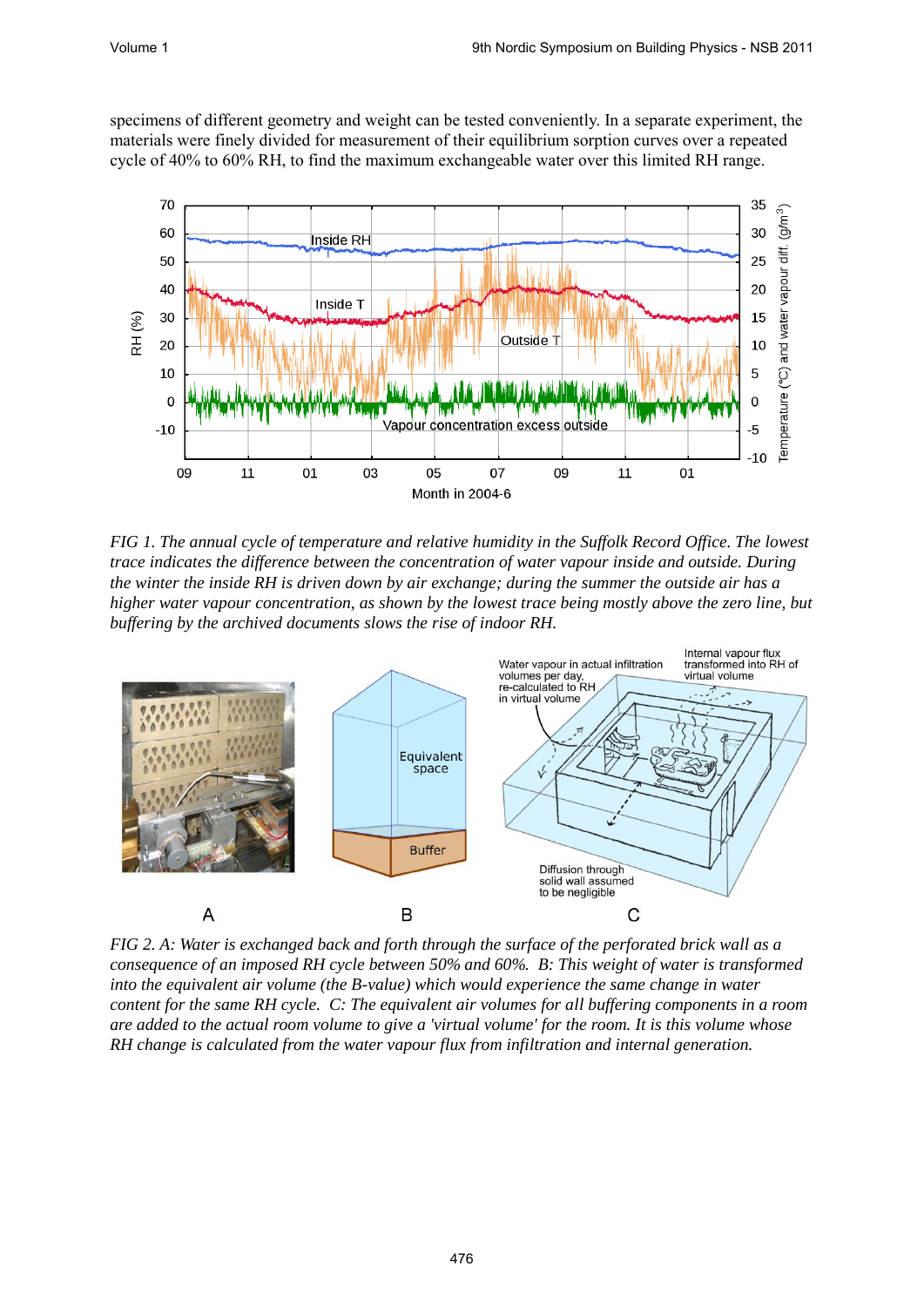specimens of different geometry and weight can be tested conveniently. In a separate experiment, the materials were finely divided for measurement of their equilibrium sorption curves over a repeated cycle of 40% to 60% RH, to find the maximum exchangeable water over this limited RH range.

*FIG 1. The annual cycle of temperature and relative humidity in the Suffolk Record Office. The lowest trace indicates the difference between the concentration of water vapour inside and outside. During the winter the inside RH is driven down by air exchange; during the summer the outside air has a higher water vapour concentration, as shown by the lowest trace being mostly above the zero line, but buffering by the archived documents slows the rise of indoor RH.*

*FIG 2. A: Water is exchanged back and forth through the surface of the perforated brick wall as a consequence of an imposed RH cycle between 50% and 60%. B: This weight of water is transformed into the equivalent air volume (the B-value) which would experience the same change in water content for the same RH cycle. C: The equivalent air volumes for all buffering components in a room are added to the actual room volume to give a 'virtual volume' for the room. It is this volume whose RH change is calculated from the water vapour flux from infiltration and internal generation.*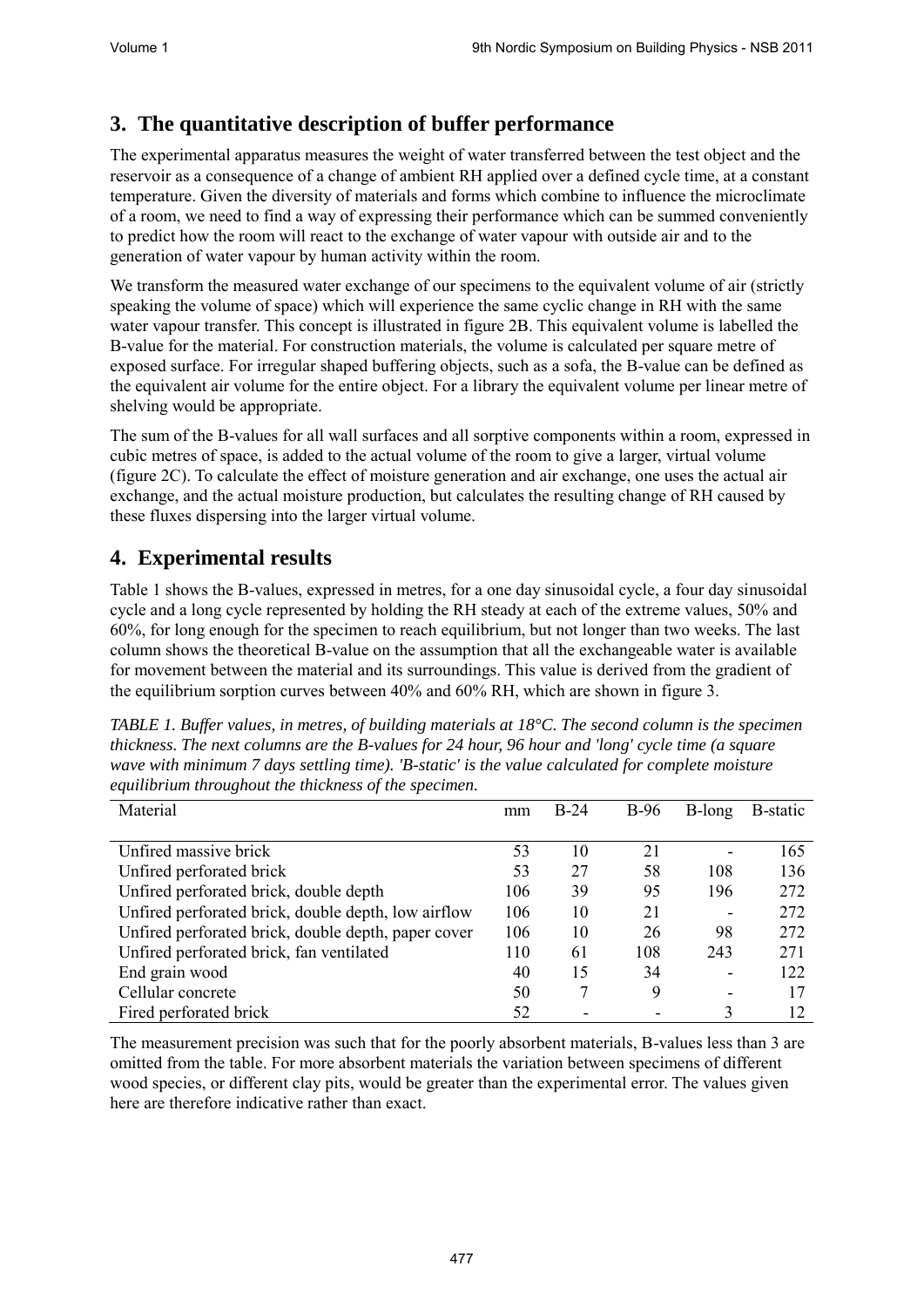## 3. The quantitative description of buffer performance

The experimental apparatus measures the weight of water transferred between the test object and the reservoir as a consequence of a change of ambient RH applied over a defined cycle time, at a constant temperature. Given the diversity of materials and forms which combine to influence the microclimate of a room, we need to find a way of expressing their performance which can be summed conveniently to predict how the room will react to the exchange of water vapour with outside air and to the generation of water vapour by human activity within the room.

We transform the measured water exchange of our specimens to the equivalent volume of air (strictly speaking the volume of space) which will experience the same cyclic change in RH with the same water vapour transfer. This concept is illustrated in figure 2B. This equivalent volume is labelled the B-value for the material. For construction materials, the volume is calculated per square metre of exposed surface. For irregular shaped buffering objects, such as a sofa, the B-value can be defined as the equivalent air volume for the entire object. For a library the equivalent volume per linear metre of shelving would be appropriate.

The sum of the B-values for all wall surfaces and all sorptive components within a room, expressed in cubic metres of space, is added to the actual volume of the room to give a larger, virtual volume (figure 2C). To calculate the effect of moisture generation and air exchange, one uses the actual air exchange, and the actual moisture production, but calculates the resulting change of RH caused by these fluxes dispersing into the larger virtual volume.

## 4. Experimental results

Table 1 shows the B-values, expressed in metres, for a one day sinusoidal cycle, a four day sinusoidal cycle and a long cycle represented by holding the RH steady at each of the extreme values, 50% and 60%, for long enough for the specimen to reach equilibrium, but not longer than two weeks. The last column shows the theoretical B-value on the assumption that all the exchangeable water is available for movement between the material and its surroundings. This value is derived from the gradient of the equilibrium sorption curves between 40% and 60% RH, which are shown in figure 3.

*TABLE 1. Buffer values, in metres, of building materials at 18°C. The second column is the specimen thickness. The next columns are the B-values for 24 hour, 96 hour and 'long' cycle time (a square wave with minimum 7 days settling time). 'B-static' is the value calculated for complete moisture equilibrium throughout the thickness of the specimen.*

| Material | mm | B-24 | B-96 | B-long | B-static |
|---|---|---|---|---|---|
| Unfired massive brick | 53 | 10 | 21 | - | 165 |
| Unfired perforated brick | 53 | 27 | 58 | 108 | 136 |
| Unfired perforated brick, double depth | 106 | 39 | 95 | 196 | 272 |
| Unfired perforated brick, double depth, low airflow | 106 | 10 | 21 | - | 272 |
| Unfired perforated brick, double depth, paper cover | 106 | 10 | 26 | 98 | 272 |
| Unfired perforated brick, fan ventilated | 110 | 61 | 108 | 243 | 271 |
| End grain wood | 40 | 15 | 34 | - | 122 |
| Cellular concrete | 50 | 7 | 9 | - | 17 |
| Fired perforated brick | 52 | - | - | 3 | 12 |

The measurement precision was such that for the poorly absorbent materials, B-values less than 3 are omitted from the table. For more absorbent materials the variation between specimens of different wood species, or different clay pits, would be greater than the experimental error. The values given here are therefore indicative rather than exact.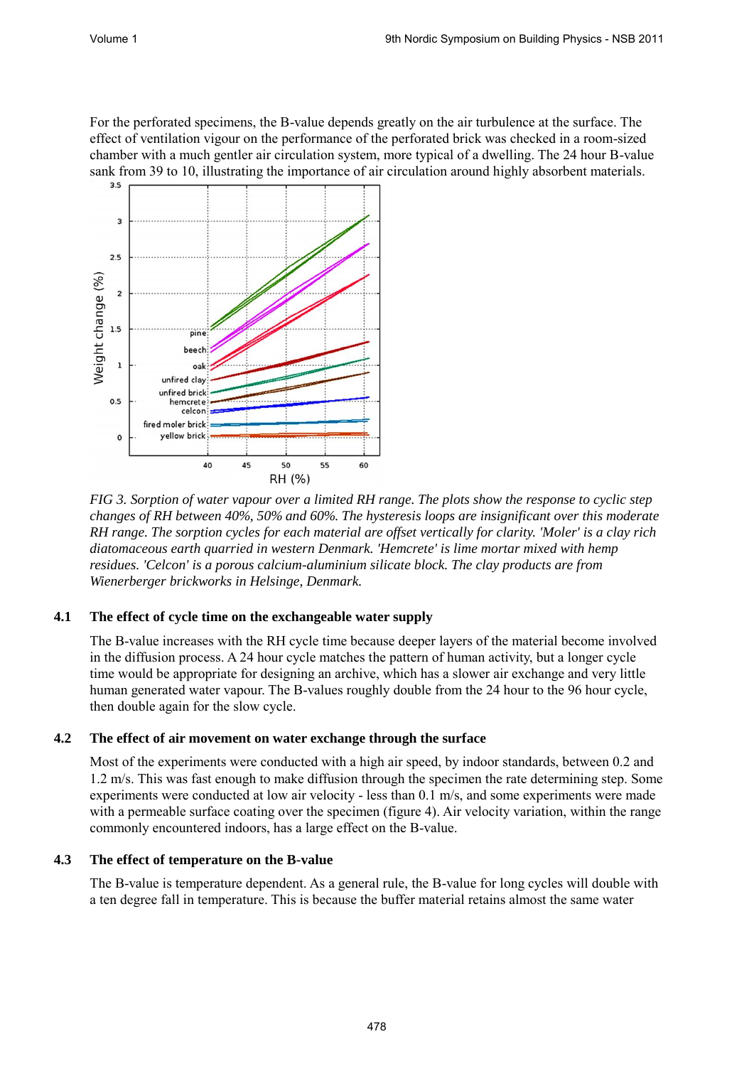For the perforated specimens, the B-value depends greatly on the air turbulence at the surface. The effect of ventilation vigour on the performance of the perforated brick was checked in a room-sized chamber with a much gentler air circulation system, more typical of a dwelling. The 24 hour B-value sank from 39 to 10, illustrating the importance of air circulation around highly absorbent materials.

*FIG 3. Sorption of water vapour over a limited RH range. The plots show the response to cyclic step changes of RH between 40%, 50% and 60%. The hysteresis loops are insignificant over this moderate RH range. The sorption cycles for each material are offset vertically for clarity. 'Moler' is a clay rich diatomaceous earth quarried in western Denmark. 'Hemcrete' is lime mortar mixed with hemp residues. 'Celcon' is a porous calcium-aluminium silicate block. The clay products are from Wienerberger brickworks in Helsinge, Denmark.*

### 4.1 The effect of cycle time on the exchangeable water supply

The B-value increases with the RH cycle time because deeper layers of the material become involved in the diffusion process. A 24 hour cycle matches the pattern of human activity, but a longer cycle time would be appropriate for designing an archive, which has a slower air exchange and very little human generated water vapour. The B-values roughly double from the 24 hour to the 96 hour cycle, then double again for the slow cycle.

### 4.2 The effect of air movement on water exchange through the surface

Most of the experiments were conducted with a high air speed, by indoor standards, between 0.2 and 1.2 m/s. This was fast enough to make diffusion through the specimen the rate determining step. Some experiments were conducted at low air velocity - less than 0.1 m/s, and some experiments were made with a permeable surface coating over the specimen (figure 4). Air velocity variation, within the range commonly encountered indoors, has a large effect on the B-value.

### 4.3 The effect of temperature on the B-value

The B-value is temperature dependent. As a general rule, the B-value for long cycles will double with a ten degree fall in temperature. This is because the buffer material retains almost the same water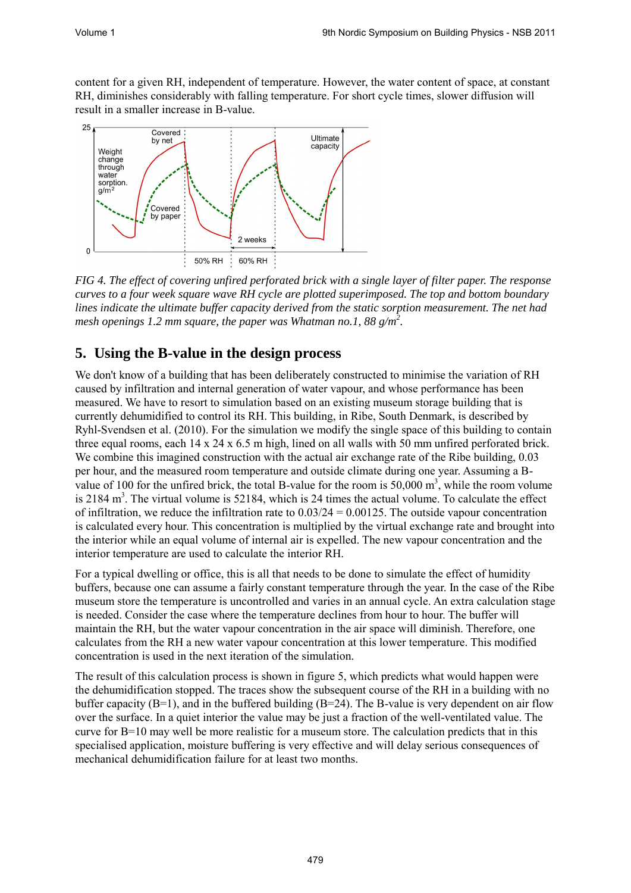content for a given RH, independent of temperature. However, the water content of space, at constant RH, diminishes considerably with falling temperature. For short cycle times, slower diffusion will result in a smaller increase in B-value.

*FIG 4. The effect of covering unfired perforated brick with a single layer of filter paper. The response curves to a four week square wave RH cycle are plotted superimposed. The top and bottom boundary lines indicate the ultimate buffer capacity derived from the static sorption measurement. The net had mesh openings 1.2 mm square, the paper was Whatman no.1, 88 g/m$^2$.*

## 5. Using the B-value in the design process

We don't know of a building that has been deliberately constructed to minimise the variation of RH caused by infiltration and internal generation of water vapour, and whose performance has been measured. We have to resort to simulation based on an existing museum storage building that is currently dehumidified to control its RH. This building, in Ribe, South Denmark, is described by Ryhl-Svendsen et al. (2010). For the simulation we modify the single space of this building to contain three equal rooms, each 14 x 24 x 6.5 m high, lined on all walls with 50 mm unfired perforated brick. We combine this imagined construction with the actual air exchange rate of the Ribe building, 0.03 per hour, and the measured room temperature and outside climate during one year. Assuming a B-value of 100 for the unfired brick, the total B-value for the room is 50,000 m$^3$, while the room volume is 2184 m$^3$. The virtual volume is 52184, which is 24 times the actual volume. To calculate the effect of infiltration, we reduce the infiltration rate to 0.03/24 = 0.00125. The outside vapour concentration is calculated every hour. This concentration is multiplied by the virtual exchange rate and brought into the interior while an equal volume of internal air is expelled. The new vapour concentration and the interior temperature are used to calculate the interior RH.

For a typical dwelling or office, this is all that needs to be done to simulate the effect of humidity buffers, because one can assume a fairly constant temperature through the year. In the case of the Ribe museum store the temperature is uncontrolled and varies in an annual cycle. An extra calculation stage is needed. Consider the case where the temperature declines from hour to hour. The buffer will maintain the RH, but the water vapour concentration in the air space will diminish. Therefore, one calculates from the RH a new water vapour concentration at this lower temperature. This modified concentration is used in the next iteration of the simulation.

The result of this calculation process is shown in figure 5, which predicts what would happen were the dehumidification stopped. The traces show the subsequent course of the RH in a building with no buffer capacity (B=1), and in the buffered building (B=24). The B-value is very dependent on air flow over the surface. In a quiet interior the value may be just a fraction of the well-ventilated value. The curve for B=10 may well be more realistic for a museum store. The calculation predicts that in this specialised application, moisture buffering is very effective and will delay serious consequences of mechanical dehumidification failure for at least two months.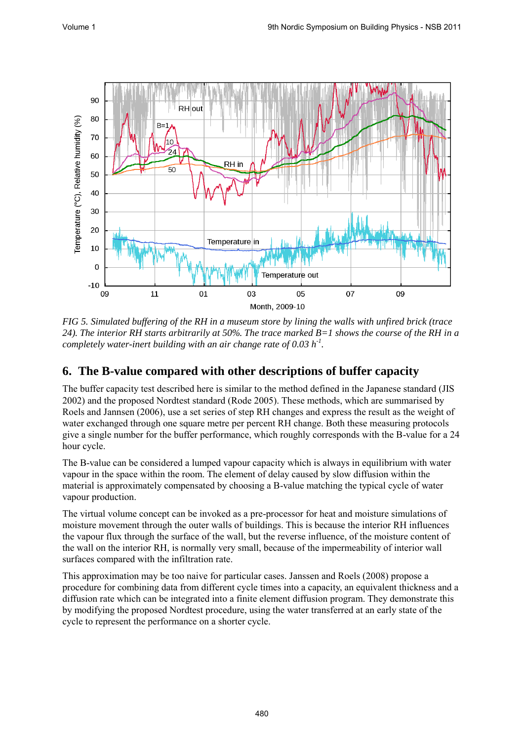*FIG 5. Simulated buffering of the RH in a museum store by lining the walls with unfired brick (trace 24). The interior RH starts arbitrarily at 50%. The trace marked B=1 shows the course of the RH in a completely water-inert building with an air change rate of 0.03 $h^{-1}$.*

## 6. The B-value compared with other descriptions of buffer capacity

The buffer capacity test described here is similar to the method defined in the Japanese standard (JIS 2002) and the proposed Nordtest standard (Rode 2005). These methods, which are summarised by Roels and Jannsen (2006), use a set series of step RH changes and express the result as the weight of water exchanged through one square metre per percent RH change. Both these measuring protocols give a single number for the buffer performance, which roughly corresponds with the B-value for a 24 hour cycle.

The B-value can be considered a lumped vapour capacity which is always in equilibrium with water vapour in the space within the room. The element of delay caused by slow diffusion within the material is approximately compensated by choosing a B-value matching the typical cycle of water vapour production.

The virtual volume concept can be invoked as a pre-processor for heat and moisture simulations of moisture movement through the outer walls of buildings. This is because the interior RH influences the vapour flux through the surface of the wall, but the reverse influence, of the moisture content of the wall on the interior RH, is normally very small, because of the impermeability of interior wall surfaces compared with the infiltration rate.

This approximation may be too naive for particular cases. Janssen and Roels (2008) propose a procedure for combining data from different cycle times into a capacity, an equivalent thickness and a diffusion rate which can be integrated into a finite element diffusion program. They demonstrate this by modifying the proposed Nordtest procedure, using the water transferred at an early state of the cycle to represent the performance on a shorter cycle.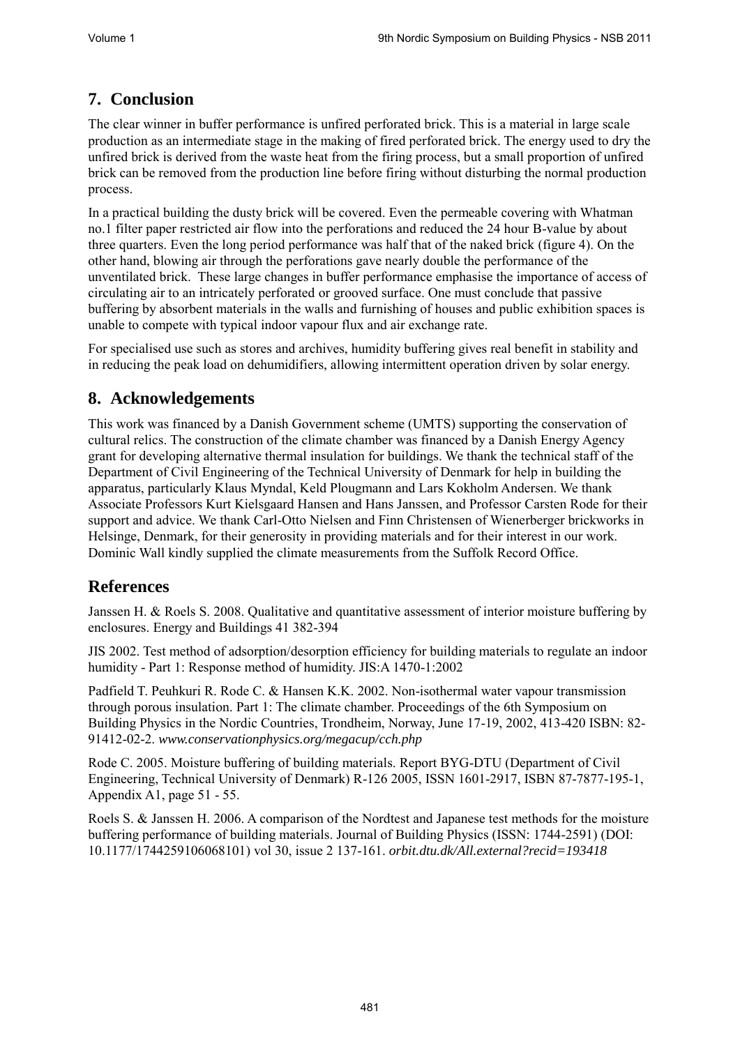## 7. Conclusion

The clear winner in buffer performance is unfired perforated brick. This is a material in large scale production as an intermediate stage in the making of fired perforated brick. The energy used to dry the unfired brick is derived from the waste heat from the firing process, but a small proportion of unfired brick can be removed from the production line before firing without disturbing the normal production process.

In a practical building the dusty brick will be covered. Even the permeable covering with Whatman no.1 filter paper restricted air flow into the perforations and reduced the 24 hour B-value by about three quarters. Even the long period performance was half that of the naked brick (figure 4). On the other hand, blowing air through the perforations gave nearly double the performance of the unventilated brick. These large changes in buffer performance emphasise the importance of access of circulating air to an intricately perforated or grooved surface. One must conclude that passive buffering by absorbent materials in the walls and furnishing of houses and public exhibition spaces is unable to compete with typical indoor vapour flux and air exchange rate.

For specialised use such as stores and archives, humidity buffering gives real benefit in stability and in reducing the peak load on dehumidifiers, allowing intermittent operation driven by solar energy.

## 8. Acknowledgements

This work was financed by a Danish Government scheme (UMTS) supporting the conservation of cultural relics. The construction of the climate chamber was financed by a Danish Energy Agency grant for developing alternative thermal insulation for buildings. We thank the technical staff of the Department of Civil Engineering of the Technical University of Denmark for help in building the apparatus, particularly Klaus Myndal, Keld Plougmann and Lars Kokholm Andersen. We thank Associate Professors Kurt Kielsgaard Hansen and Hans Janssen, and Professor Carsten Rode for their support and advice. We thank Carl-Otto Nielsen and Finn Christensen of Wienerberger brickworks in Helsinge, Denmark, for their generosity in providing materials and for their interest in our work. Dominic Wall kindly supplied the climate measurements from the Suffolk Record Office.

## References

Janssen H. & Roels S. 2008. Qualitative and quantitative assessment of interior moisture buffering by enclosures. Energy and Buildings 41 382-394

JIS 2002. Test method of adsorption/desorption efficiency for building materials to regulate an indoor humidity - Part 1: Response method of humidity. JIS:A 1470-1:2002

Padfield T. Peuhkuri R. Rode C. & Hansen K.K. 2002. Non-isothermal water vapour transmission through porous insulation. Part 1: The climate chamber. Proceedings of the 6th Symposium on Building Physics in the Nordic Countries, Trondheim, Norway, June 17-19, 2002, 413-420 ISBN: 82-91412-02-2. *www.conservationphysics.org/megacup/cch.php*

Rode C. 2005. Moisture buffering of building materials. Report BYG-DTU (Department of Civil Engineering, Technical University of Denmark) R-126 2005, ISSN 1601-2917, ISBN 87-7877-195-1, Appendix A1, page 51 - 55.

Roels S. & Janssen H. 2006. A comparison of the Nordtest and Japanese test methods for the moisture buffering performance of building materials. Journal of Building Physics (ISSN: 1744-2591) (DOI: 10.1177/1744259106068101) vol 30, issue 2 137-161. *orbit.dtu.dk/All.external?recid=193418*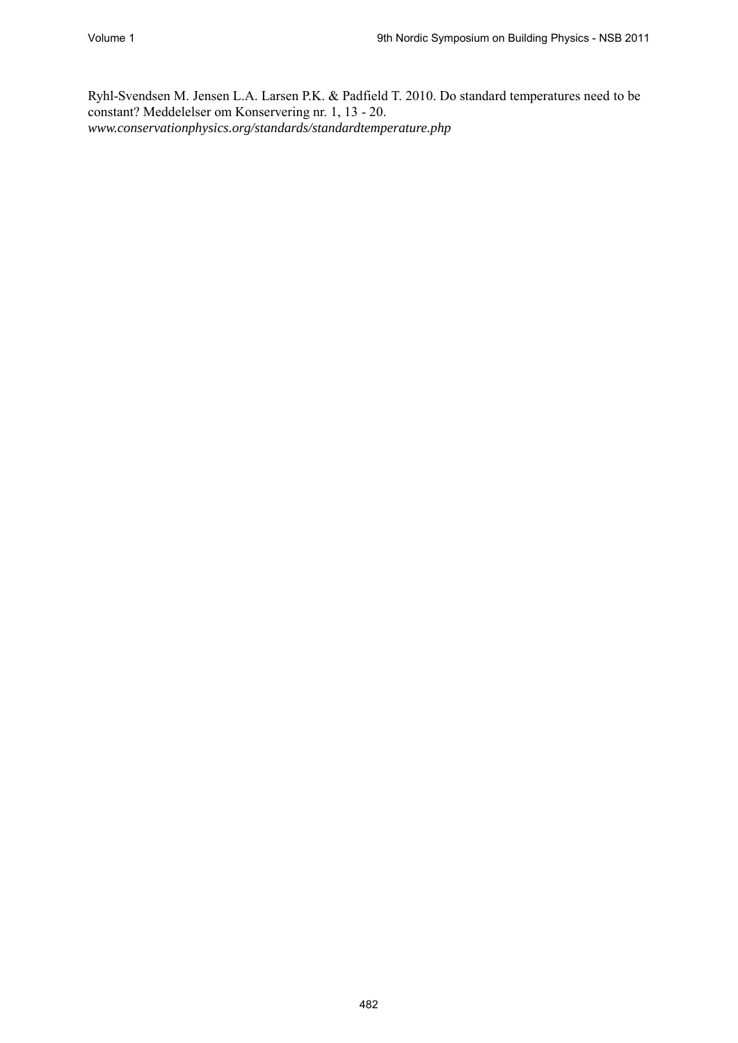Ryhl-Svendsen M. Jensen L.A. Larsen P.K. & Padfield T. 2010. Do standard temperatures need to be constant? Meddelelser om Konservering nr. 1, 13 - 20.
*www.conservationphysics.org/standards/standardtemperature.php*